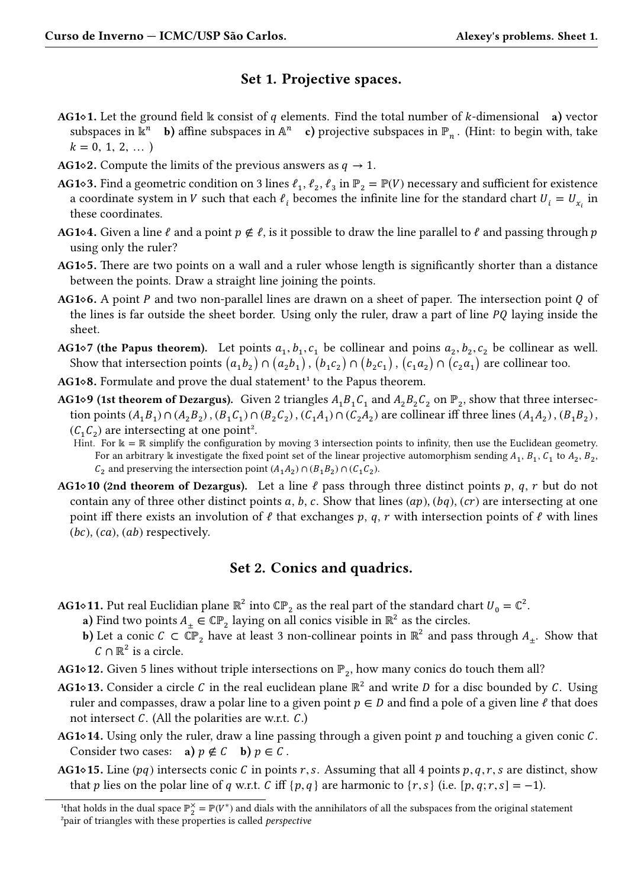## Set 1. Projective spaces.

**AG1◇1.** Let the ground field $\Bbbk$ consist of $q$ elements. Find the total number of $k$-dimensional **a)** vector subspaces in $\Bbbk^n$ **b)** affine subspaces in $\mathbb{A}^n$ **c)** projective subspaces in $\mathbb{P}_n$. (Hint: to begin with, take $k = 0, 1, 2, \dots$ )

**AG1◇2.** Compute the limits of the previous answers as $q \to 1$.

**AG1◇3.** Find a geometric condition on 3 lines $\ell_1, \ell_2, \ell_3$ in $\mathbb{P}_2 = \mathbb{P}(V)$ necessary and sufficient for existence a coordinate system in $V$ such that each $\ell_i$ becomes the infinite line for the standard chart $U_i = U_{x_i}$ in these coordinates.

**AG1◇4.** Given a line $\ell$ and a point $p \notin \ell$, is it possible to draw the line parallel to $\ell$ and passing through $p$ using only the ruler?

**AG1◇5.** There are two points on a wall and a ruler whose length is significantly shorter than a distance between the points. Draw a straight line joining the points.

**AG1◇6.** A point $P$ and two non-parallel lines are drawn on a sheet of paper. The intersection point $Q$ of the lines is far outside the sheet border. Using only the ruler, draw a part of line $PQ$ laying inside the sheet.

**AG1◇7 (the Papus theorem).** Let points $a_1, b_1, c_1$ be collinear and poins $a_2, b_2, c_2$ be collinear as well. Show that intersection points $(a_1 b_2) \cap (a_2 b_1)$, $(b_1 c_2) \cap (b_2 c_1)$, $(c_1 a_2) \cap (c_2 a_1)$ are collinear too.

**AG1◇8.** Formulate and prove the dual statement[1] to the Papus theorem.

**AG1◇9 (1st theorem of Dezargus).** Given 2 triangles $A_1B_1C_1$ and $A_2B_2C_2$ on $\mathbb{P}_2$, show that three intersection points $(A_1B_1) \cap (A_2B_2)$, $(B_1C_1) \cap (B_2C_2)$, $(C_1A_1) \cap (C_2A_2)$ are collinear iff three lines $(A_1A_2)$, $(B_1B_2)$, $(C_1C_2)$ are intersecting at one point[2].

Hint. For $\Bbbk = \mathbb{R}$ simplify the configuration by moving 3 intersection points to infinity, then use the Euclidean geometry. For an arbitrary $\Bbbk$ investigate the fixed point set of the linear projective automorphism sending $A_1$, $B_1$, $C_1$ to $A_2$, $B_2$, $C_2$ and preserving the intersection point $(A_1A_2) \cap (B_1B_2) \cap (C_1C_2)$.

**AG1◇10 (2nd theorem of Dezargus).** Let a line $\ell$ pass through three distinct points $p$, $q$, $r$ but do not contain any of three other distinct points $a$, $b$, $c$. Show that lines $(ap)$, $(bq)$, $(cr)$ are intersecting at one point iff there exists an involution of $\ell$ that exchanges $p$, $q$, $r$ with intersection points of $\ell$ with lines $(bc)$, $(ca)$, $(ab)$ respectively.

## Set 2. Conics and quadrics.

**AG1◇11.** Put real Euclidian plane $\mathbb{R}^2$ into $\mathbb{CP}_2$ as the real part of the standard chart $U_0 = \mathbb{C}^2$.

**a)** Find two points $A_\pm \in \mathbb{CP}_2$ laying on all conics visible in $\mathbb{R}^2$ as the circles.

**b)** Let a conic $C \subset \mathbb{CP}_2$ have at least 3 non-collinear points in $\mathbb{R}^2$ and pass through $A_\pm$. Show that $C \cap \mathbb{R}^2$ is a circle.

**AG1◇12.** Given 5 lines without triple intersections on $\mathbb{P}_2$, how many conics do touch them all?

**AG1◇13.** Consider a circle $C$ in the real euclidean plane $\mathbb{R}^2$ and write $D$ for a disc bounded by $C$. Using ruler and compasses, draw a polar line to a given point $p \in D$ and find a pole of a given line $\ell$ that does not intersect $C$. (All the polarities are w.r.t. $C$.)

**AG1◇14.** Using only the ruler, draw a line passing through a given point $p$ and touching a given conic $C$. Consider two cases: **a)** $p \notin C$ **b)** $p \in C$.

**AG1◇15.** Line $(pq)$ intersects conic $C$ in points $r, s$. Assuming that all 4 points $p, q, r, s$ are distinct, show that $p$ lies on the polar line of $q$ w.r.t. $C$ iff $\{p, q\}$ are harmonic to $\{r, s\}$ (i.e. $[p, q; r, s] = -1$).

---

[1] that holds in the dual space $\mathbb{P}_2^\times = \mathbb{P}(V^*)$ and dials with the annihilators of all the subspaces from the original statement

[2] pair of triangles with these properties is called *perspective*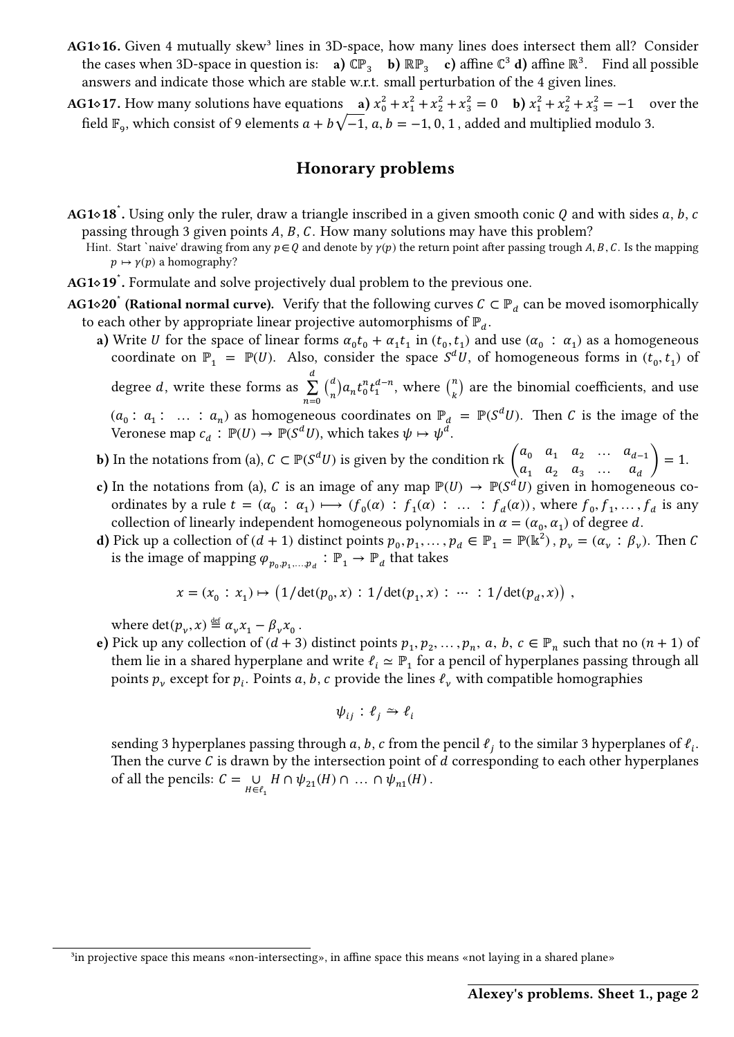**AG1⋄16.** Given 4 mutually skew[3] lines in 3D-space, how many lines does intersect them all? Consider the cases when 3D-space in question is: **a)** $\mathbb{CP}_3$ **b)** $\mathbb{RP}_3$ **c)** affine $\mathbb{C}^3$ **d)** affine $\mathbb{R}^3$. Find all possible answers and indicate those which are stable w.r.t. small perturbation of the 4 given lines.

**AG1⋄17.** How many solutions have equations **a)** $x_0^2 + x_1^2 + x_2^2 + x_3^2 = 0$ **b)** $x_1^2 + x_2^2 + x_3^2 = -1$ over the field $\mathbb{F}_9$, which consist of 9 elements $a + b\sqrt{-1}$, $a, b = -1, 0, 1$, added and multiplied modulo 3.

## Honorary problems

**AG1⋄18\*.** Using only the ruler, draw a triangle inscribed in a given smooth conic $Q$ and with sides $a, b, c$ passing through 3 given points $A, B, C$. How many solutions may have this problem?

Hint. Start `naive' drawing from any $p \in Q$ and denote by $\gamma(p)$ the return point after passing trough $A, B, C$. Is the mapping $p \mapsto \gamma(p)$ a homography?

**AG1⋄19\*.** Formulate and solve projectively dual problem to the previous one.

**AG1⋄20\* (Rational normal curve).** Verify that the following curves $C \subset \mathbb{P}_d$ can be moved isomorphically to each other by appropriate linear projective automorphisms of $\mathbb{P}_d$.

**a)** Write $U$ for the space of linear forms $\alpha_0 t_0 + \alpha_1 t_1$ in $(t_0, t_1)$ and use $(\alpha_0 : \alpha_1)$ as a homogeneous coordinate on $\mathbb{P}_1 = \mathbb{P}(U)$. Also, consider the space $S^d U$, of homogeneous forms in $(t_0, t_1)$ of degree $d$, write these forms as $\sum_{n=0}^{d} \binom{d}{n} a_n t_0^n t_1^{d-n}$, where $\binom{n}{k}$ are the binomial coefficients, and use $(a_0 : a_1 : \dots : a_n)$ as homogeneous coordinates on $\mathbb{P}_d = \mathbb{P}(S^d U)$. Then $C$ is the image of the Veronese map $c_d : \mathbb{P}(U) \to \mathbb{P}(S^d U)$, which takes $\psi \mapsto \psi^d$.

**b)** In the notations from (a), $C \subset \mathbb{P}(S^d U)$ is given by the condition $\operatorname{rk} \begin{pmatrix} a_0 & a_1 & a_2 & \dots & a_{d-1} \\ a_1 & a_2 & a_3 & \dots & a_d \end{pmatrix} = 1$.

**c)** In the notations from (a), $C$ is an image of any map $\mathbb{P}(U) \to \mathbb{P}(S^d U)$ given in homogeneous coordinates by a rule $t = (\alpha_0 : \alpha_1) \longmapsto (f_0(\alpha) : f_1(\alpha) : \dots : f_d(\alpha))$, where $f_0, f_1, \dots, f_d$ is any collection of linearly independent homogeneous polynomials in $\alpha = (\alpha_0, \alpha_1)$ of degree $d$.

**d)** Pick up a collection of $(d+1)$ distinct points $p_0, p_1, \dots, p_d \in \mathbb{P}_1 = \mathbb{P}(\Bbbk^2)$, $p_\nu = (\alpha_\nu : \beta_\nu)$. Then $C$ is the image of mapping $\varphi_{p_0, p_1, \dots, p_d} : \mathbb{P}_1 \to \mathbb{P}_d$ that takes

$$x = (x_0 : x_1) \mapsto \left(1/\det(p_0, x) : 1/\det(p_1, x) : \dots : 1/\det(p_d, x)\right),$$

where $\det(p_\nu, x) \overset{\text{def}}{=} \alpha_\nu x_1 - \beta_\nu x_0$.

**e)** Pick up any collection of $(d+3)$ distinct points $p_1, p_2, \dots, p_n, a, b, c \in \mathbb{P}_n$ such that no $(n+1)$ of them lie in a shared hyperplane and write $\ell_i \simeq \mathbb{P}_1$ for a pencil of hyperplanes passing through all points $p_\nu$ except for $p_i$. Points $a, b, c$ provide the lines $\ell_\nu$ with compatible homographies

$$\psi_{ij} : \ell_j \simeq \ell_i$$

sending 3 hyperplanes passing through $a, b, c$ from the pencil $\ell_j$ to the similar 3 hyperplanes of $\ell_i$. Then the curve $C$ is drawn by the intersection point of $d$ corresponding to each other hyperplanes of all the pencils: $C = \bigcup_{H \in \ell_1} H \cap \psi_{21}(H) \cap \dots \cap \psi_{n1}(H)$.

---

[3] in projective space this means «non-intersecting», in affine space this means «not laying in a shared plane»